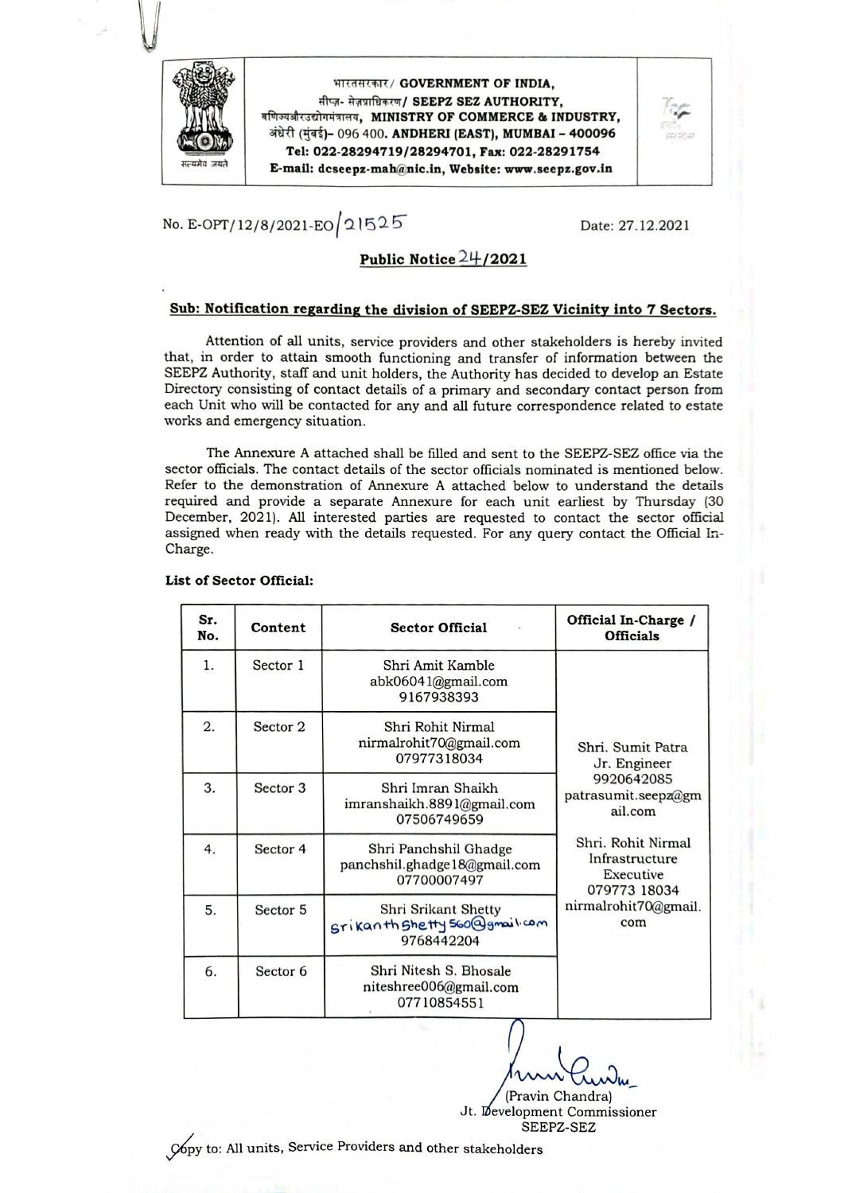भारतसरकार/ **GOVERNMENT OF INDIA,**
सीप्ज़- सेज़प्राधिकरण/ **SEEPZ SEZ AUTHORITY,**
वणिज्यऔरउद्योगमंत्रालय, **MINISTRY OF COMMERCE & INDUSTRY,**
अंधेरी (मुंबई)- 096 400. **ANDHERI (EAST), MUMBAI - 400096**
**Tel: 022-28294719/28294701, Fax: 022-28291754**
**E-mail: dcseepz-mah@nic.in, Website: www.seepz.gov.in**

No. E-OPT/12/8/2021-EO/21525

Date: 27.12.2021

## Public Notice 24/2021

**Sub: Notification regarding the division of SEEPZ-SEZ Vicinity into 7 Sectors.**

Attention of all units, service providers and other stakeholders is hereby invited that, in order to attain smooth functioning and transfer of information between the SEEPZ Authority, staff and unit holders, the Authority has decided to develop an Estate Directory consisting of contact details of a primary and secondary contact person from each Unit who will be contacted for any and all future correspondence related to estate works and emergency situation.

The Annexure A attached shall be filled and sent to the SEEPZ-SEZ office via the sector officials. The contact details of the sector officials nominated is mentioned below. Refer to the demonstration of Annexure A attached below to understand the details required and provide a separate Annexure for each unit earliest by Thursday (30 December, 2021). All interested parties are requested to contact the sector official assigned when ready with the details requested. For any query contact the Official In-Charge.

**List of Sector Official:**

| Sr. No. | Content | Sector Official | Official In-Charge / Officials |
|---|---|---|---|
| 1. | Sector 1 | Shri Amit Kamble<br>abk06041@gmail.com<br>9167938393 | Shri. Sumit Patra<br>Jr. Engineer<br>9920642085<br>patrasumit.seepz@gmail.com<br><br>Shri. Rohit Nirmal<br>Infrastructure Executive<br>079773 18034<br>nirmalrohit70@gmail.com |
| 2. | Sector 2 | Shri Rohit Nirmal<br>nirmalrohit70@gmail.com<br>07977318034 | |
| 3. | Sector 3 | Shri Imran Shaikh<br>imranshaikh.8891@gmail.com<br>07506749659 | |
| 4. | Sector 4 | Shri Panchshil Ghadge<br>panchshil.ghadge18@gmail.com<br>07700007497 | |
| 5. | Sector 5 | Shri Srikant Shetty<br>srikanthshetty560@gmail.com<br>9768442204 | |
| 6. | Sector 6 | Shri Nitesh S. Bhosale<br>niteshree006@gmail.com<br>07710854551 | |

(Pravin Chandra)
Jt. Development Commissioner
SEEPZ-SEZ

Copy to: All units, Service Providers and other stakeholders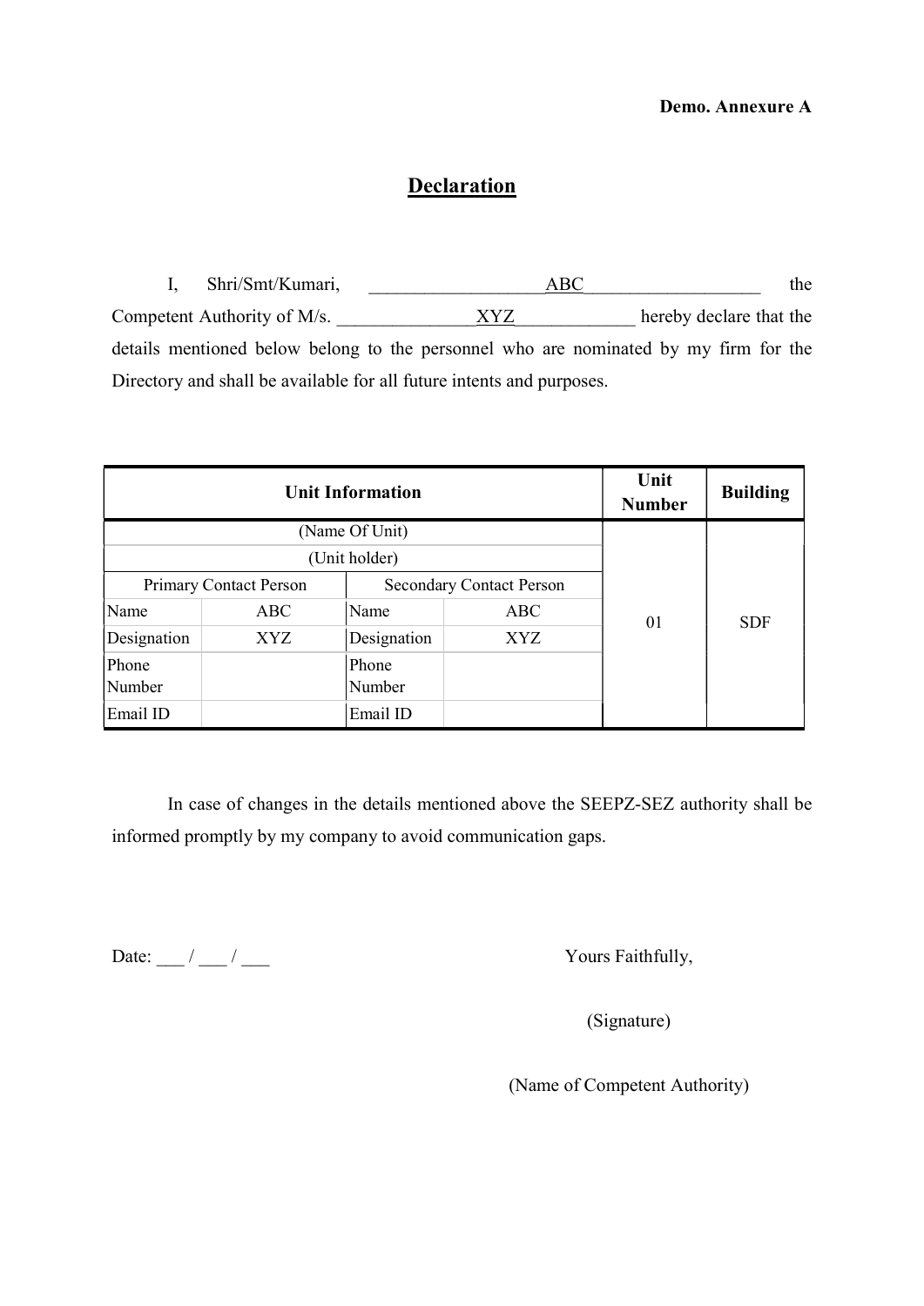**Demo. Annexure A**

# Declaration

I, Shri/Smt/Kumari, ___________________ABC___________________ the Competent Authority of M/s. _______________XYZ_____________ hereby declare that the details mentioned below belong to the personnel who are nominated by my firm for the Directory and shall be available for all future intents and purposes.

| **Unit Information** | | | | **Unit Number** | **Building** |
|---|---|---|---|---|---|
| (Name Of Unit) | | | | 01 | SDF |
| (Unit holder) | | | | | |
| Primary Contact Person | | Secondary Contact Person | | | |
| Name | ABC | Name | ABC | | |
| Designation | XYZ | Designation | XYZ | | |
| Phone Number | | Phone Number | | | |
| Email ID | | Email ID | | | |

In case of changes in the details mentioned above the SEEPZ-SEZ authority shall be informed promptly by my company to avoid communication gaps.

Date: ___ / ___ / ___

Yours Faithfully,

(Signature)

(Name of Competent Authority)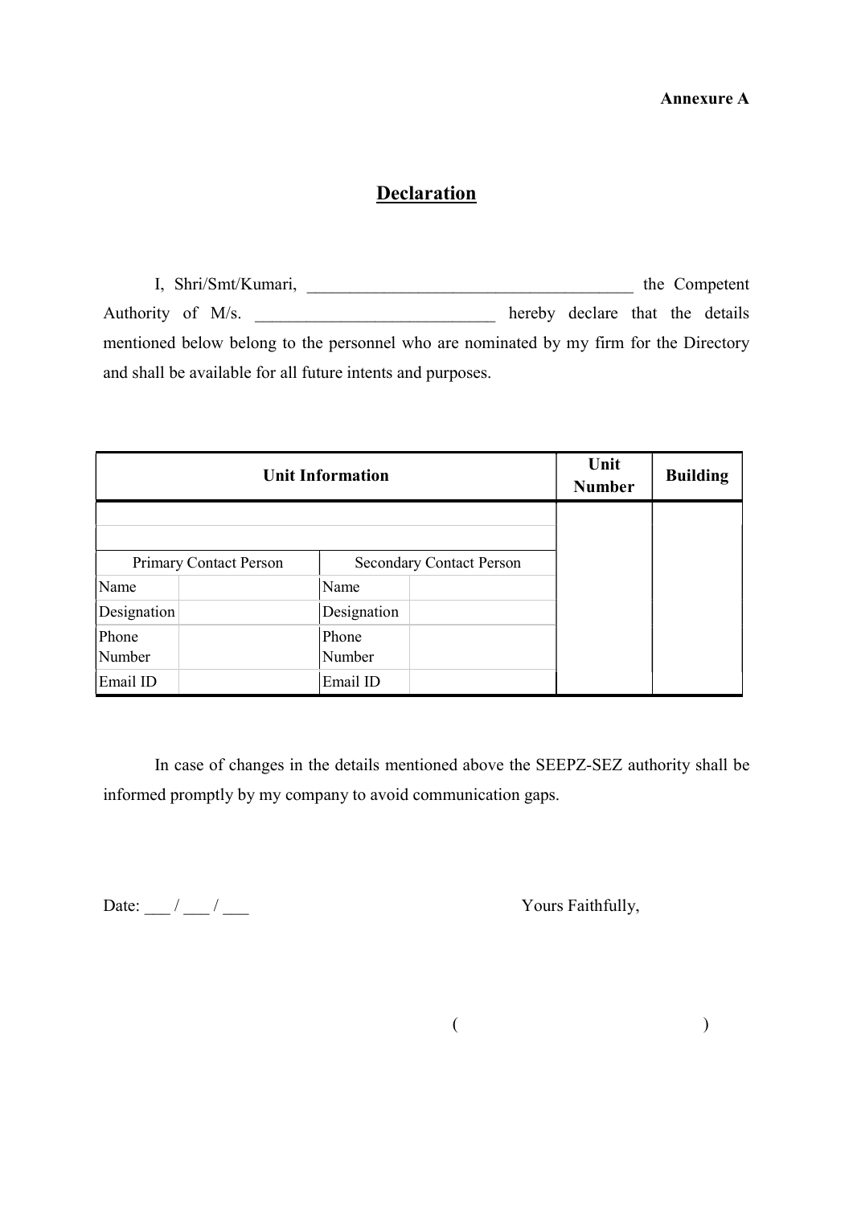**Annexure A**

# Declaration

I, Shri/Smt/Kumari, ______________________________________ the Competent Authority of M/s. ____________________________ hereby declare that the details mentioned below belong to the personnel who are nominated by my firm for the Directory and shall be available for all future intents and purposes.

| **Unit Information** | | | | **Unit Number** | **Building** |
|---|---|---|---|---|---|
| | | | | | |
| | | | | | |
| Primary Contact Person | | Secondary Contact Person | | | |
| Name | | Name | | | |
| Designation | | Designation | | | |
| Phone Number | | Phone Number | | | |
| Email ID | | Email ID | | | |

In case of changes in the details mentioned above the SEEPZ-SEZ authority shall be informed promptly by my company to avoid communication gaps.

Date: ___ / ___ / ___

Yours Faithfully,

(                                        )